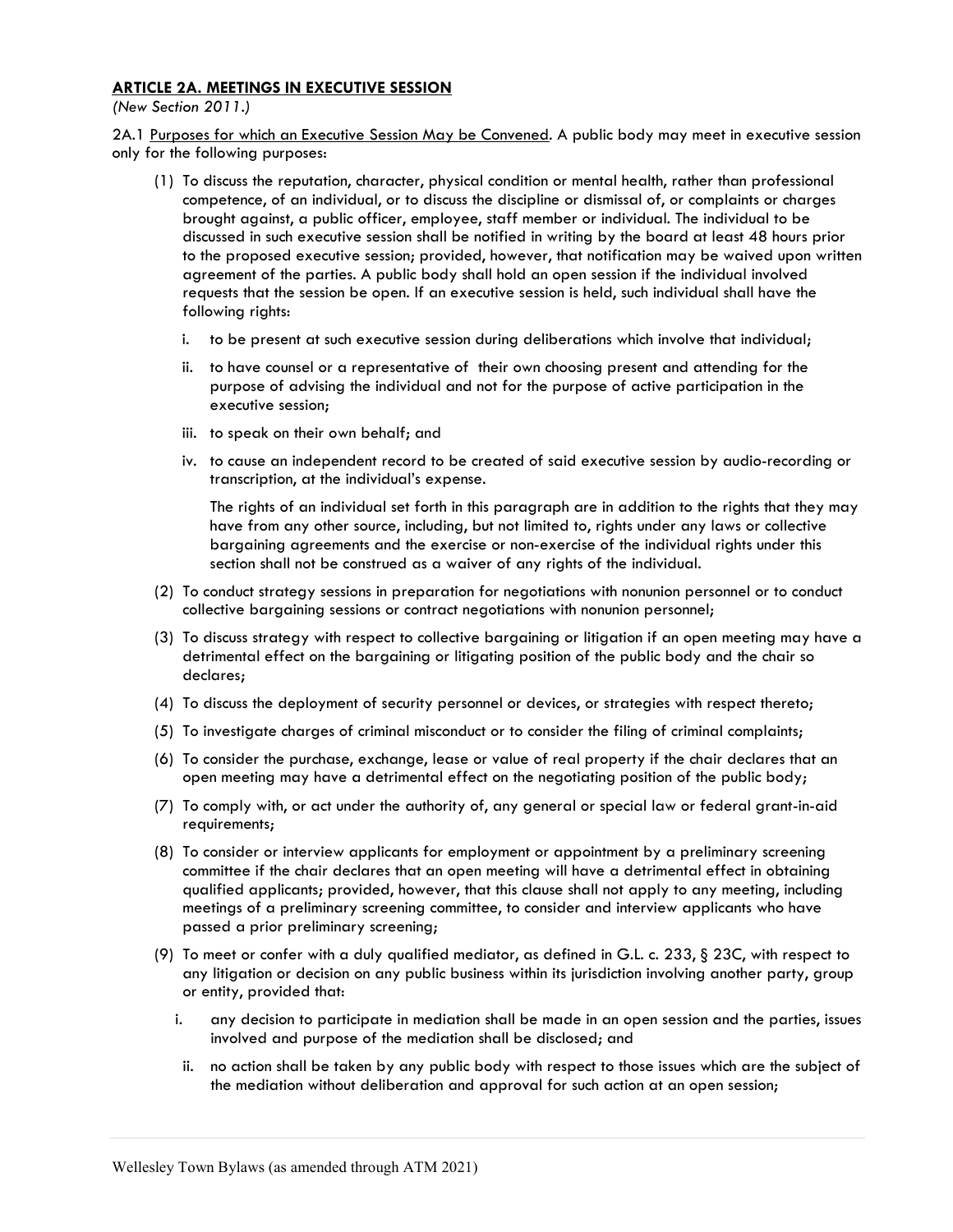## ARTICLE 2A. MEETINGS IN EXECUTIVE SESSION

*(New Section 2011.)*

2A.1 Purposes for which an Executive Session May be Convened. A public body may meet in executive session only for the following purposes:

(1) To discuss the reputation, character, physical condition or mental health, rather than professional competence, of an individual, or to discuss the discipline or dismissal of, or complaints or charges brought against, a public officer, employee, staff member or individual. The individual to be discussed in such executive session shall be notified in writing by the board at least 48 hours prior to the proposed executive session; provided, however, that notification may be waived upon written agreement of the parties. A public body shall hold an open session if the individual involved requests that the session be open. If an executive session is held, such individual shall have the following rights:

   i. to be present at such executive session during deliberations which involve that individual;

   ii. to have counsel or a representative of their own choosing present and attending for the purpose of advising the individual and not for the purpose of active participation in the executive session;

   iii. to speak on their own behalf; and

   iv. to cause an independent record to be created of said executive session by audio-recording or transcription, at the individual's expense.

   The rights of an individual set forth in this paragraph are in addition to the rights that they may have from any other source, including, but not limited to, rights under any laws or collective bargaining agreements and the exercise or non-exercise of the individual rights under this section shall not be construed as a waiver of any rights of the individual.

(2) To conduct strategy sessions in preparation for negotiations with nonunion personnel or to conduct collective bargaining sessions or contract negotiations with nonunion personnel;

(3) To discuss strategy with respect to collective bargaining or litigation if an open meeting may have a detrimental effect on the bargaining or litigating position of the public body and the chair so declares;

(4) To discuss the deployment of security personnel or devices, or strategies with respect thereto;

(5) To investigate charges of criminal misconduct or to consider the filing of criminal complaints;

(6) To consider the purchase, exchange, lease or value of real property if the chair declares that an open meeting may have a detrimental effect on the negotiating position of the public body;

(7) To comply with, or act under the authority of, any general or special law or federal grant-in-aid requirements;

(8) To consider or interview applicants for employment or appointment by a preliminary screening committee if the chair declares that an open meeting will have a detrimental effect in obtaining qualified applicants; provided, however, that this clause shall not apply to any meeting, including meetings of a preliminary screening committee, to consider and interview applicants who have passed a prior preliminary screening;

(9) To meet or confer with a duly qualified mediator, as defined in G.L. c. 233, § 23C, with respect to any litigation or decision on any public business within its jurisdiction involving another party, group or entity, provided that:

   i. any decision to participate in mediation shall be made in an open session and the parties, issues involved and purpose of the mediation shall be disclosed; and

   ii. no action shall be taken by any public body with respect to those issues which are the subject of the mediation without deliberation and approval for such action at an open session;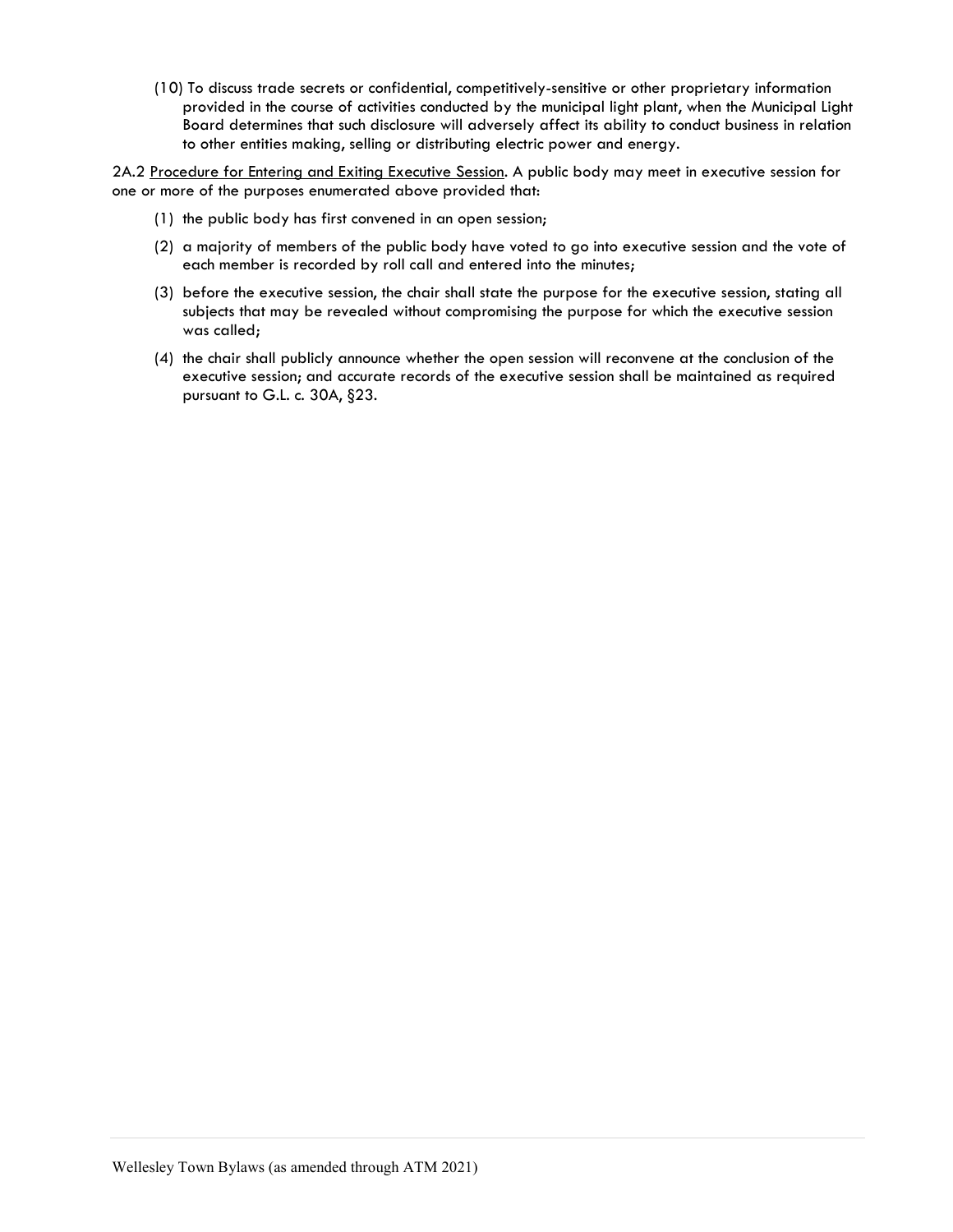(10) To discuss trade secrets or confidential, competitively-sensitive or other proprietary information provided in the course of activities conducted by the municipal light plant, when the Municipal Light Board determines that such disclosure will adversely affect its ability to conduct business in relation to other entities making, selling or distributing electric power and energy.

2A.2 Procedure for Entering and Exiting Executive Session. A public body may meet in executive session for one or more of the purposes enumerated above provided that:

(1) the public body has first convened in an open session;

(2) a majority of members of the public body have voted to go into executive session and the vote of each member is recorded by roll call and entered into the minutes;

(3) before the executive session, the chair shall state the purpose for the executive session, stating all subjects that may be revealed without compromising the purpose for which the executive session was called;

(4) the chair shall publicly announce whether the open session will reconvene at the conclusion of the executive session; and accurate records of the executive session shall be maintained as required pursuant to G.L. c. 30A, §23.